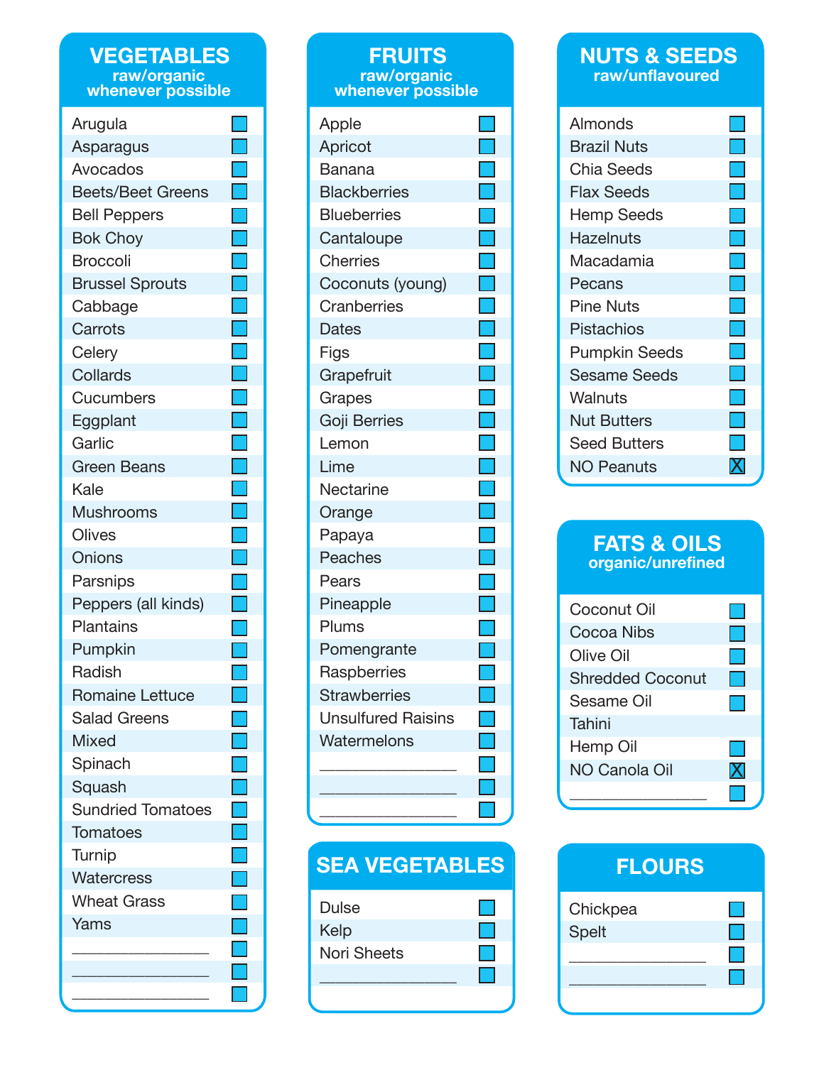## VEGETABLES
raw/organic whenever possible

- [ ] Arugula
- [ ] Asparagus
- [ ] Avocados
- [ ] Beets/Beet Greens
- [ ] Bell Peppers
- [ ] Bok Choy
- [ ] Broccoli
- [ ] Brussel Sprouts
- [ ] Cabbage
- [ ] Carrots
- [ ] Celery
- [ ] Collards
- [ ] Cucumbers
- [ ] Eggplant
- [ ] Garlic
- [ ] Green Beans
- [ ] Kale
- [ ] Mushrooms
- [ ] Olives
- [ ] Onions
- [ ] Parsnips
- [ ] Peppers (all kinds)
- [ ] Plantains
- [ ] Pumpkin
- [ ] Radish
- [ ] Romaine Lettuce
- [ ] Salad Greens
- [ ] Mixed
- [ ] Spinach
- [ ] Squash
- [ ] Sundried Tomatoes
- [ ] Tomatoes
- [ ] Turnip
- [ ] Watercress
- [ ] Wheat Grass
- [ ] Yams
- [ ] ________________
- [ ] ________________
- [ ] ________________

## FRUITS
raw/organic whenever possible

- [ ] Apple
- [ ] Apricot
- [ ] Banana
- [ ] Blackberries
- [ ] Blueberries
- [ ] Cantaloupe
- [ ] Cherries
- [ ] Coconuts (young)
- [ ] Cranberries
- [ ] Dates
- [ ] Figs
- [ ] Grapefruit
- [ ] Grapes
- [ ] Goji Berries
- [ ] Lemon
- [ ] Lime
- [ ] Nectarine
- [ ] Orange
- [ ] Papaya
- [ ] Peaches
- [ ] Pears
- [ ] Pineapple
- [ ] Plums
- [ ] Pomengrante
- [ ] Raspberries
- [ ] Strawberries
- [ ] Unsulfured Raisins
- [ ] Watermelons
- [ ] ________________
- [ ] ________________
- [ ] ________________

## SEA VEGETABLES

- [ ] Dulse
- [ ] Kelp
- [ ] Nori Sheets
- [ ] ________________

## NUTS & SEEDS
raw/unflavoured

- [ ] Almonds
- [ ] Brazil Nuts
- [ ] Chia Seeds
- [ ] Flax Seeds
- [ ] Hemp Seeds
- [ ] Hazelnuts
- [ ] Macadamia
- [ ] Pecans
- [ ] Pine Nuts
- [ ] Pistachios
- [ ] Pumpkin Seeds
- [ ] Sesame Seeds
- [ ] Walnuts
- [ ] Nut Butters
- [ ] Seed Butters
- [x] NO Peanuts

## FATS & OILS
organic/unrefined

- [ ] Coconut Oil
- [ ] Cocoa Nibs
- [ ] Olive Oil
- [ ] Shredded Coconut
- [ ] Sesame Oil
- Tahini
- [ ] Hemp Oil
- [x] NO Canola Oil
- [ ] ________________

## FLOURS

- [ ] Chickpea
- [ ] Spelt
- [ ] ________________
- [ ] ________________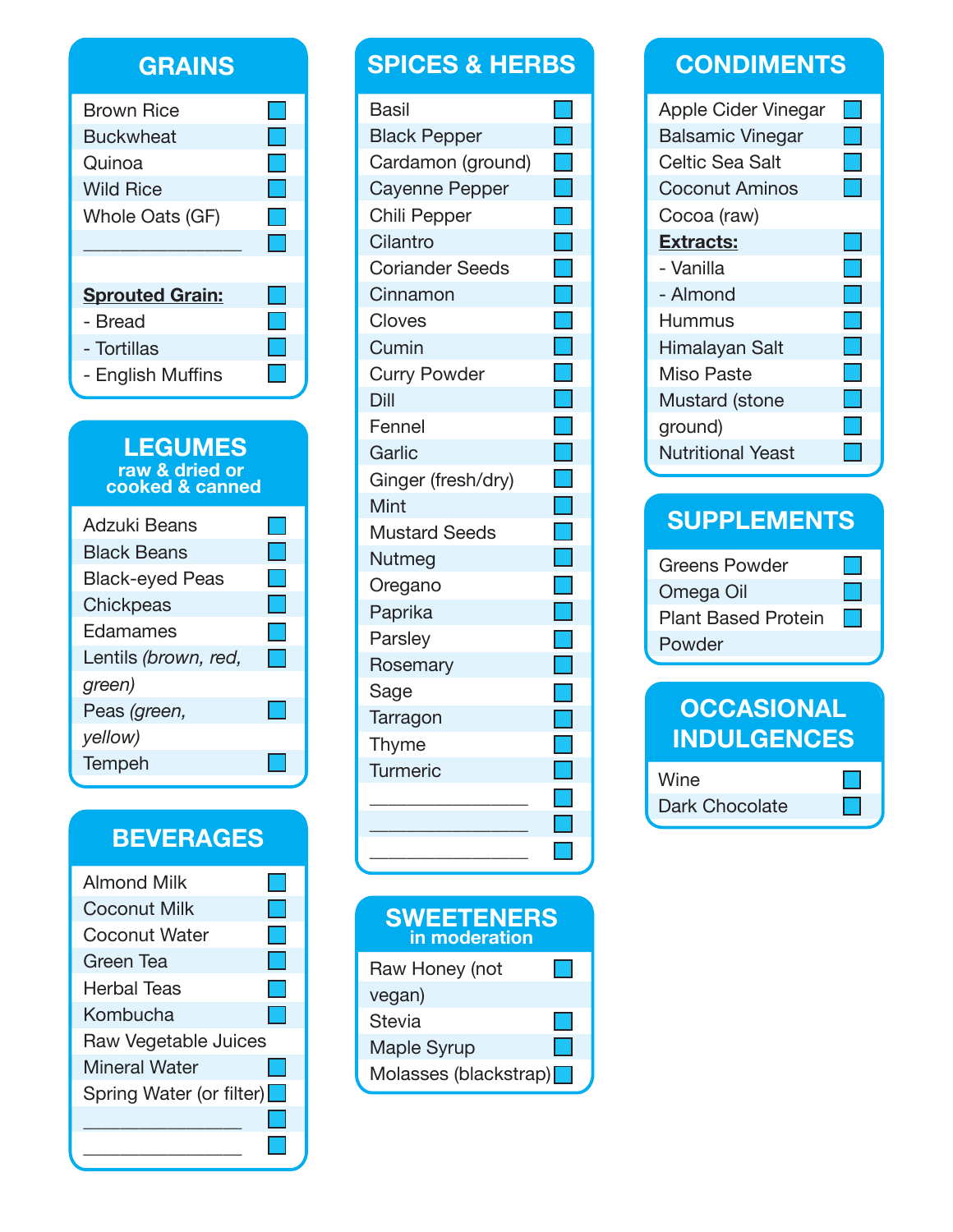## GRAINS

- Brown Rice
- Buckwheat
- Quinoa
- Wild Rice
- Whole Oats (GF)
- _______________

**Sprouted Grain:**

- Bread
- Tortillas
- English Muffins

## LEGUMES

raw & dried or cooked & canned

- Adzuki Beans
- Black Beans
- Black-eyed Peas
- Chickpeas
- Edamames
- Lentils *(brown, red, green)*
- Peas *(green, yellow)*
- Tempeh

## BEVERAGES

- Almond Milk
- Coconut Milk
- Coconut Water
- Green Tea
- Herbal Teas
- Kombucha
- Raw Vegetable Juices
- Mineral Water
- Spring Water (or filter)
- _______________
- _______________

## SPICES & HERBS

- Basil
- Black Pepper
- Cardamon (ground)
- Cayenne Pepper
- Chili Pepper
- Cilantro
- Coriander Seeds
- Cinnamon
- Cloves
- Cumin
- Curry Powder
- Dill
- Fennel
- Garlic
- Ginger (fresh/dry)
- Mint
- Mustard Seeds
- Nutmeg
- Oregano
- Paprika
- Parsley
- Rosemary
- Sage
- Tarragon
- Thyme
- Turmeric
- _______________
- _______________
- _______________

## SWEETENERS

in moderation

- Raw Honey (not vegan)
- Stevia
- Maple Syrup
- Molasses (blackstrap)

## CONDIMENTS

- Apple Cider Vinegar
- Balsamic Vinegar
- Celtic Sea Salt
- Coconut Aminos
- Cocoa (raw)

**Extracts:**

- Vanilla
- Almond

- Hummus
- Himalayan Salt
- Miso Paste
- Mustard (stone ground)
- Nutritional Yeast

## SUPPLEMENTS

- Greens Powder
- Omega Oil
- Plant Based Protein Powder

## OCCASIONAL INDULGENCES

- Wine
- Dark Chocolate